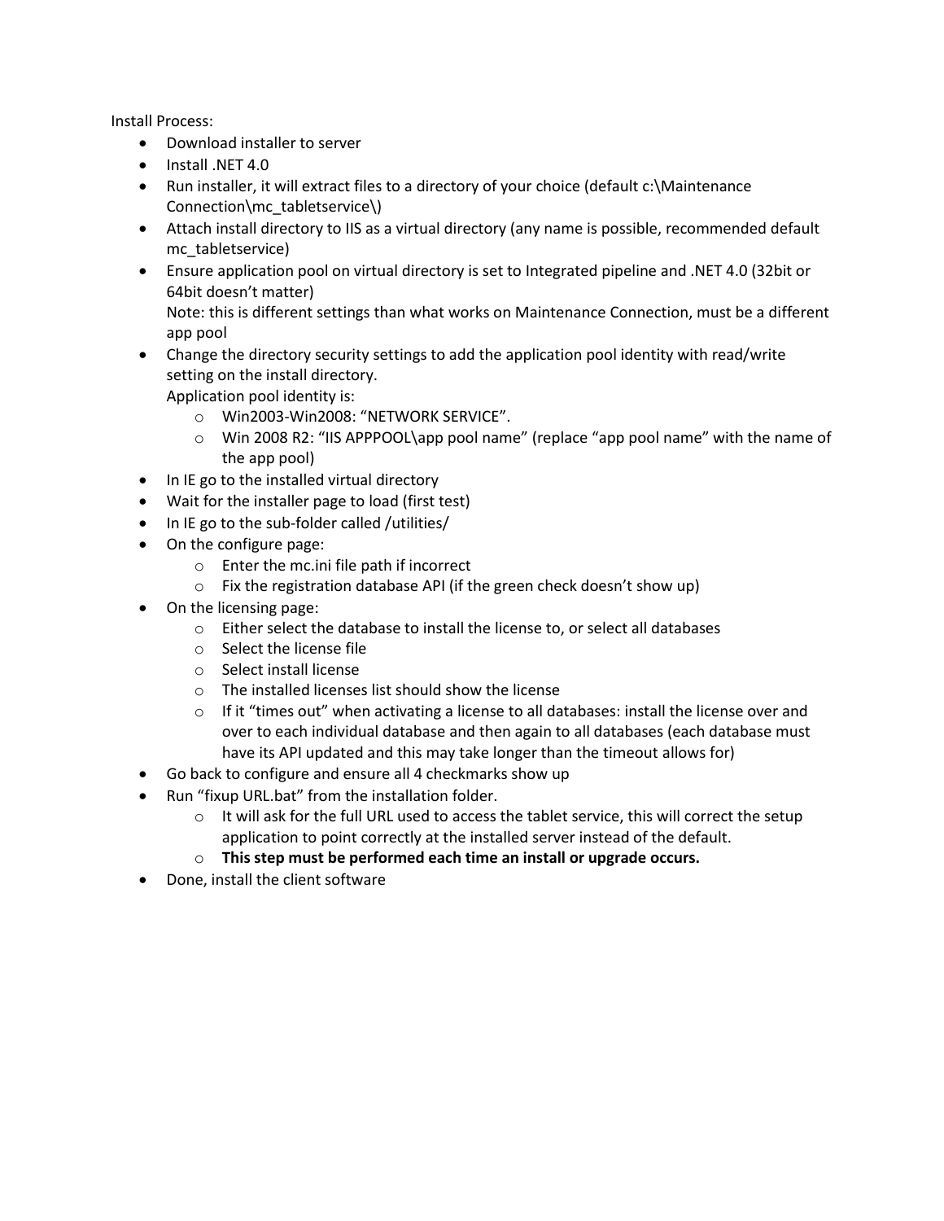Install Process:

- Download installer to server
- Install .NET 4.0
- Run installer, it will extract files to a directory of your choice (default c:\Maintenance Connection\mc_tabletservice\)
- Attach install directory to IIS as a virtual directory (any name is possible, recommended default mc_tabletservice)
- Ensure application pool on virtual directory is set to Integrated pipeline and .NET 4.0 (32bit or 64bit doesn't matter)
  Note: this is different settings than what works on Maintenance Connection, must be a different app pool
- Change the directory security settings to add the application pool identity with read/write setting on the install directory.
  Application pool identity is:
  - Win2003-Win2008: "NETWORK SERVICE".
  - Win 2008 R2: "IIS APPPOOL\app pool name" (replace "app pool name" with the name of the app pool)
- In IE go to the installed virtual directory
- Wait for the installer page to load (first test)
- In IE go to the sub-folder called /utilities/
- On the configure page:
  - Enter the mc.ini file path if incorrect
  - Fix the registration database API (if the green check doesn't show up)
- On the licensing page:
  - Either select the database to install the license to, or select all databases
  - Select the license file
  - Select install license
  - The installed licenses list should show the license
  - If it "times out" when activating a license to all databases: install the license over and over to each individual database and then again to all databases (each database must have its API updated and this may take longer than the timeout allows for)
- Go back to configure and ensure all 4 checkmarks show up
- Run "fixup URL.bat" from the installation folder.
  - It will ask for the full URL used to access the tablet service, this will correct the setup application to point correctly at the installed server instead of the default.
  - **This step must be performed each time an install or upgrade occurs.**
- Done, install the client software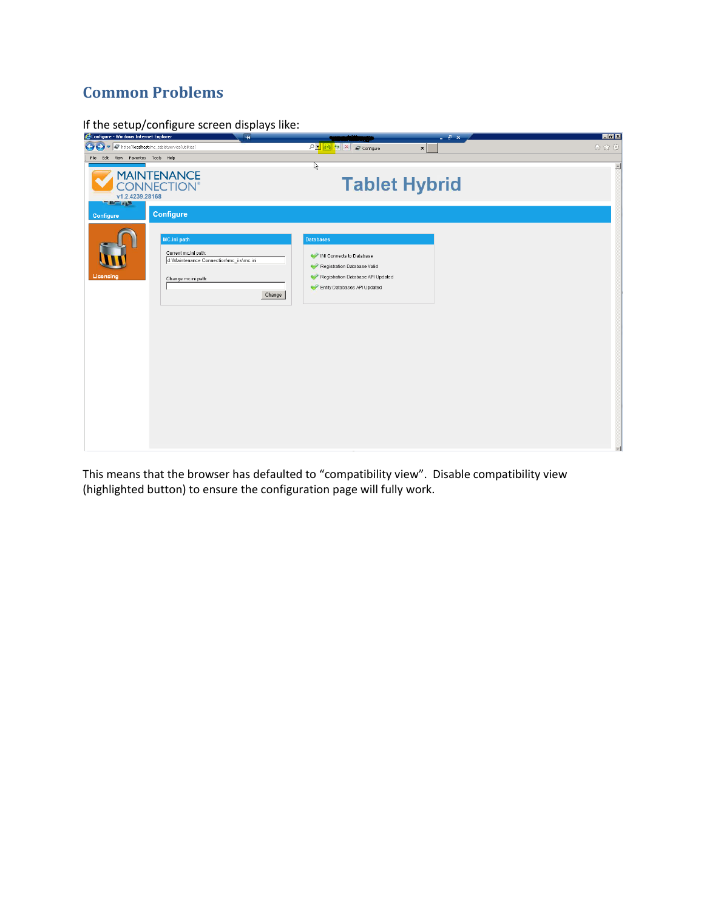## Common Problems

If the setup/configure screen displays like:

This means that the browser has defaulted to "compatibility view". Disable compatibility view (highlighted button) to ensure the configuration page will fully work.